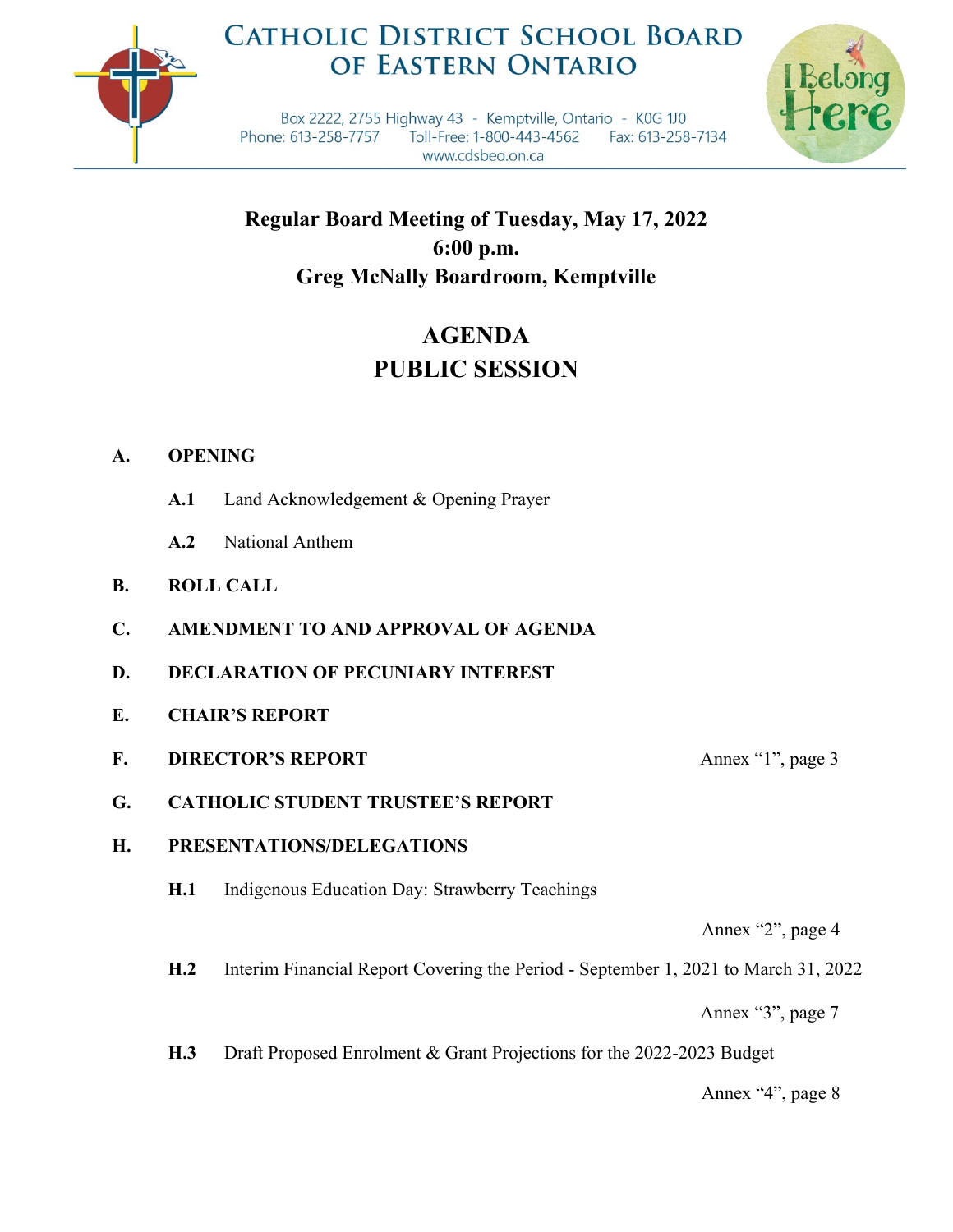# CATHOLIC DISTRICT SCHOOL BOARD OF EASTERN ONTARIO

Box 2222, 2755 Highway 43 - Kemptville, Ontario - K0G 1J0
Phone: 613-258-7757 Toll-Free: 1-800-443-4562 Fax: 613-258-7134
www.cdsbeo.on.ca

I Belong Here

**Regular Board Meeting of Tuesday, May 17, 2022**
**6:00 p.m.**
**Greg McNally Boardroom, Kemptville**

## AGENDA
## PUBLIC SESSION

**A. OPENING**

- **A.1** Land Acknowledgement & Opening Prayer
- **A.2** National Anthem

**B. ROLL CALL**

**C. AMENDMENT TO AND APPROVAL OF AGENDA**

**D. DECLARATION OF PECUNIARY INTEREST**

**E. CHAIR'S REPORT**

**F. DIRECTOR'S REPORT** — Annex "1", page 3

**G. CATHOLIC STUDENT TRUSTEE'S REPORT**

**H. PRESENTATIONS/DELEGATIONS**

- **H.1** Indigenous Education Day: Strawberry Teachings — Annex "2", page 4
- **H.2** Interim Financial Report Covering the Period - September 1, 2021 to March 31, 2022 — Annex "3", page 7
- **H.3** Draft Proposed Enrolment & Grant Projections for the 2022-2023 Budget — Annex "4", page 8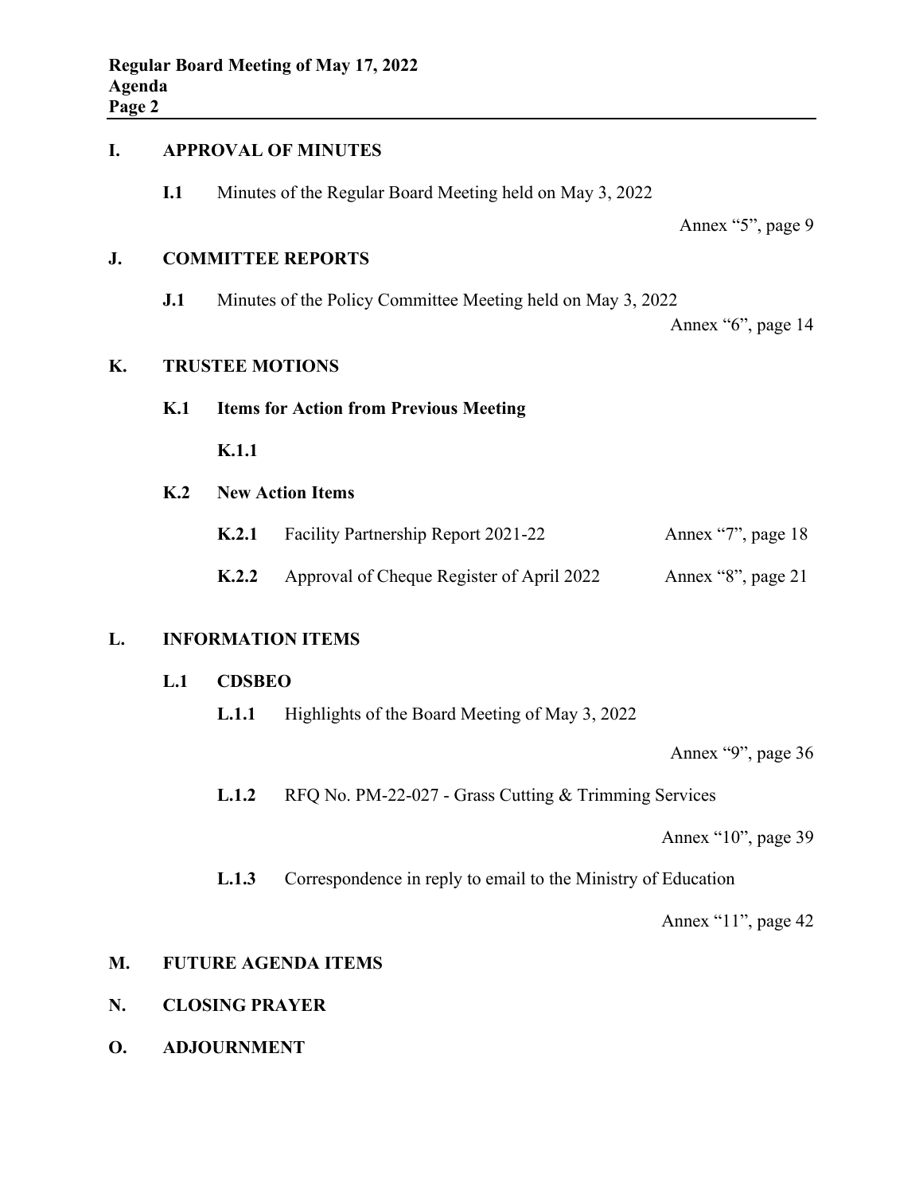## I. APPROVAL OF MINUTES

**I.1** Minutes of the Regular Board Meeting held on May 3, 2022

Annex "5", page 9

## J. COMMITTEE REPORTS

**J.1** Minutes of the Policy Committee Meeting held on May 3, 2022

Annex "6", page 14

## K. TRUSTEE MOTIONS

### K.1 Items for Action from Previous Meeting

**K.1.1**

### K.2 New Action Items

**K.2.1** Facility Partnership Report 2021-22 — Annex "7", page 18

**K.2.2** Approval of Cheque Register of April 2022 — Annex "8", page 21

## L. INFORMATION ITEMS

### L.1 CDSBEO

**L.1.1** Highlights of the Board Meeting of May 3, 2022

Annex "9", page 36

**L.1.2** RFQ No. PM-22-027 - Grass Cutting & Trimming Services

Annex "10", page 39

**L.1.3** Correspondence in reply to email to the Ministry of Education

Annex "11", page 42

## M. FUTURE AGENDA ITEMS

## N. CLOSING PRAYER

## O. ADJOURNMENT